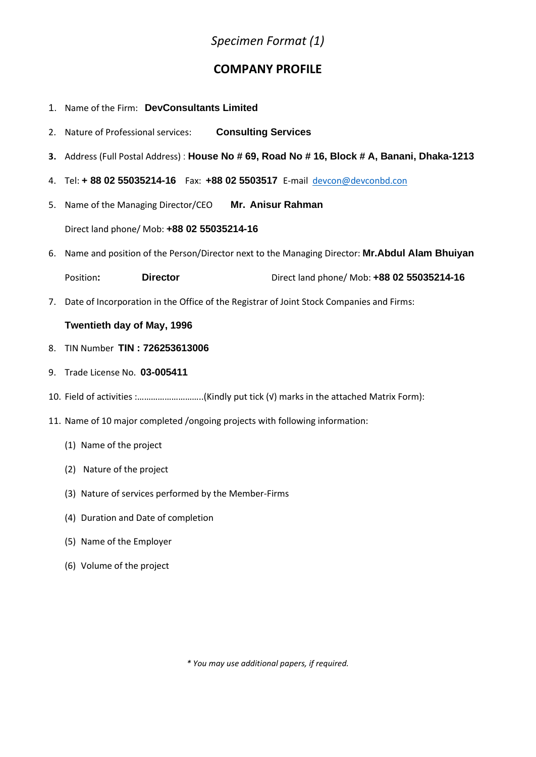*Specimen Format (1)*

## COMPANY PROFILE

1. Name of the Firm: **DevConsultants Limited**
2. Nature of Professional services: **Consulting Services**
3. Address (Full Postal Address) : **House No # 69, Road No # 16, Block # A, Banani, Dhaka-1213**
4. Tel: **+ 88 02 55035214-16** Fax: **+88 02 5503517** E-mail devcon@devconbd.con
5. Name of the Managing Director/CEO **Mr. Anisur Rahman**

   Direct land phone/ Mob: **+88 02 55035214-16**
6. Name and position of the Person/Director next to the Managing Director: **Mr.Abdul Alam Bhuiyan**

   Position**:** **Director** Direct land phone/ Mob: **+88 02 55035214-16**
7. Date of Incorporation in the Office of the Registrar of Joint Stock Companies and Firms:

   **Twentieth day of May, 1996**
8. TIN Number **TIN : 726253613006**
9. Trade License No. **03-005411**
10. Field of activities :………………………..(Kindly put tick (√) marks in the attached Matrix Form):
11. Name of 10 major completed /ongoing projects with following information:
    (1) Name of the project
    (2) Nature of the project
    (3) Nature of services performed by the Member-Firms
    (4) Duration and Date of completion
    (5) Name of the Employer
    (6) Volume of the project

*\* You may use additional papers, if required.*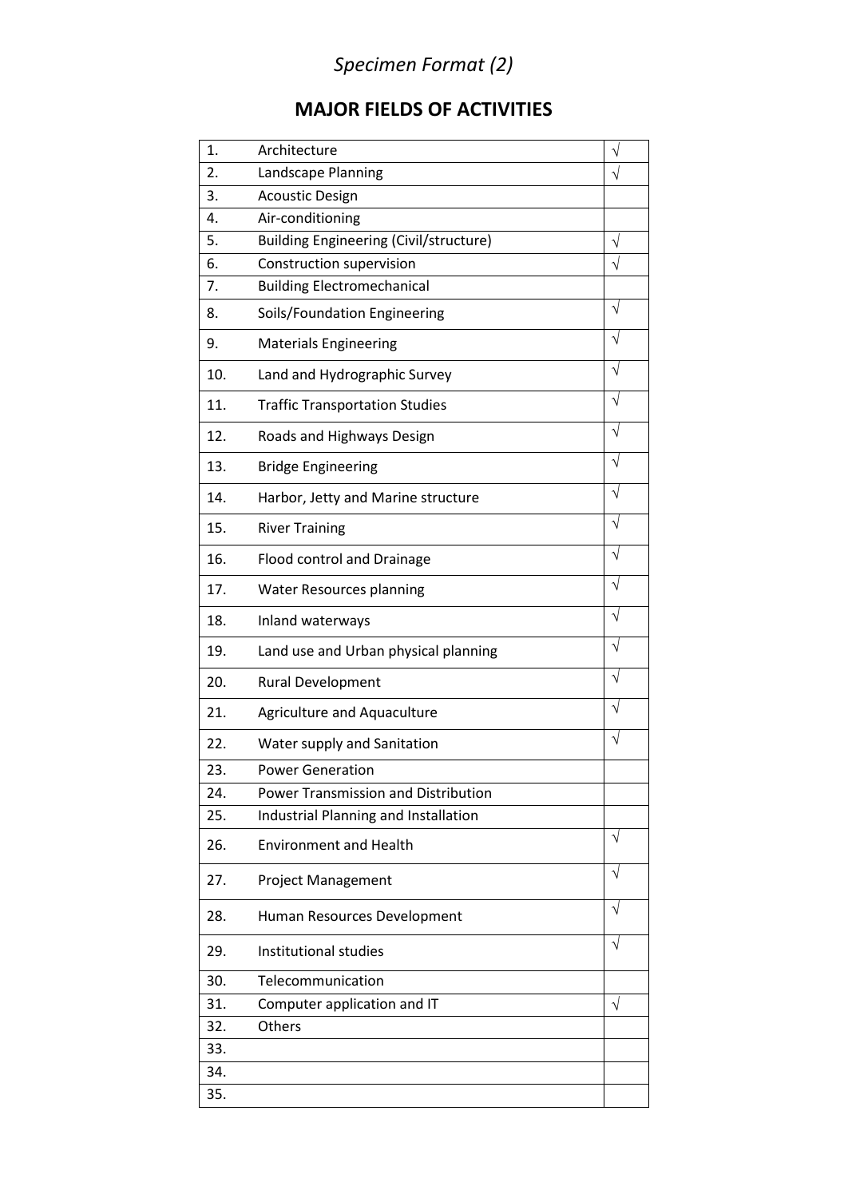*Specimen Format (2)*

## MAJOR FIELDS OF ACTIVITIES

| | | |
|---|---|---|
| 1. | Architecture | √ |
| 2. | Landscape Planning | √ |
| 3. | Acoustic Design | |
| 4. | Air-conditioning | |
| 5. | Building Engineering (Civil/structure) | √ |
| 6. | Construction supervision | √ |
| 7. | Building Electromechanical | |
| 8. | Soils/Foundation Engineering | √ |
| 9. | Materials Engineering | √ |
| 10. | Land and Hydrographic Survey | √ |
| 11. | Traffic Transportation Studies | √ |
| 12. | Roads and Highways Design | √ |
| 13. | Bridge Engineering | √ |
| 14. | Harbor, Jetty and Marine structure | √ |
| 15. | River Training | √ |
| 16. | Flood control and Drainage | √ |
| 17. | Water Resources planning | √ |
| 18. | Inland waterways | √ |
| 19. | Land use and Urban physical planning | √ |
| 20. | Rural Development | √ |
| 21. | Agriculture and Aquaculture | √ |
| 22. | Water supply and Sanitation | √ |
| 23. | Power Generation | |
| 24. | Power Transmission and Distribution | |
| 25. | Industrial Planning and Installation | |
| 26. | Environment and Health | √ |
| 27. | Project Management | √ |
| 28. | Human Resources Development | √ |
| 29. | Institutional studies | √ |
| 30. | Telecommunication | |
| 31. | Computer application and IT | √ |
| 32. | Others | |
| 33. | | |
| 34. | | |
| 35. | | |